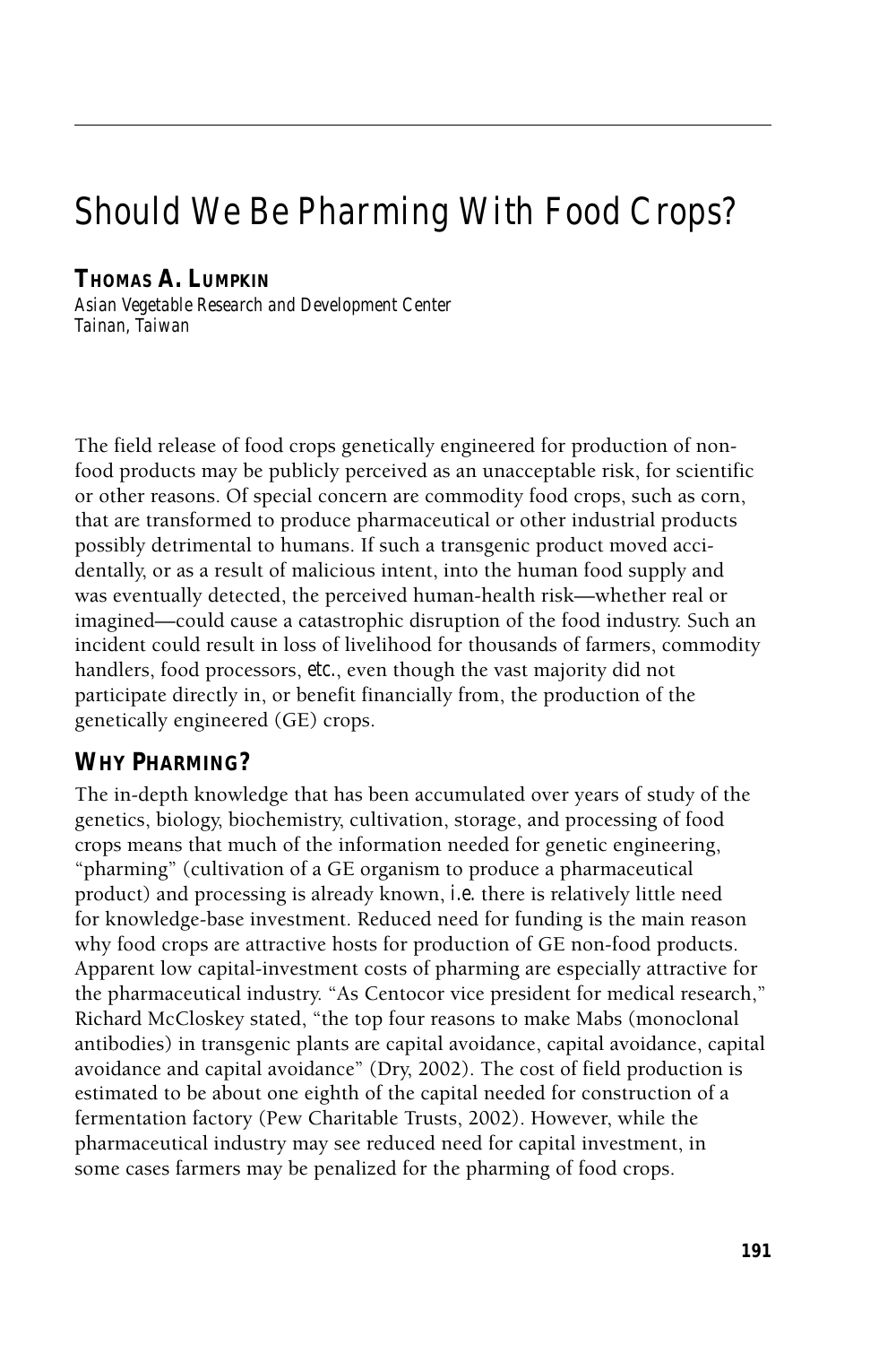# Should We Be Pharming With Food Crops?

**THOMAS A. LUMPKIN**
*Asian Vegetable Research and Development Center*
*Tainan, Taiwan*

The field release of food crops genetically engineered for production of non-food products may be publicly perceived as an unacceptable risk, for scientific or other reasons. Of special concern are commodity food crops, such as corn, that are transformed to produce pharmaceutical or other industrial products possibly detrimental to humans. If such a transgenic product moved accidentally, or as a result of malicious intent, into the human food supply and was eventually detected, the perceived human-health risk—whether real or imagined—could cause a catastrophic disruption of the food industry. Such an incident could result in loss of livelihood for thousands of farmers, commodity handlers, food processors, *etc.*, even though the vast majority did not participate directly in, or benefit financially from, the production of the genetically engineered (GE) crops.

## WHY PHARMING?

The in-depth knowledge that has been accumulated over years of study of the genetics, biology, biochemistry, cultivation, storage, and processing of food crops means that much of the information needed for genetic engineering, "pharming" (cultivation of a GE organism to produce a pharmaceutical product) and processing is already known, *i.e.* there is relatively little need for knowledge-base investment. Reduced need for funding is the main reason why food crops are attractive hosts for production of GE non-food products. Apparent low capital-investment costs of pharming are especially attractive for the pharmaceutical industry. "As Centocor vice president for medical research," Richard McCloskey stated, "the top four reasons to make Mabs (monoclonal antibodies) in transgenic plants are capital avoidance, capital avoidance, capital avoidance and capital avoidance" (Dry, 2002). The cost of field production is estimated to be about one eighth of the capital needed for construction of a fermentation factory (Pew Charitable Trusts, 2002). However, while the pharmaceutical industry may see reduced need for capital investment, in some cases farmers may be penalized for the pharming of food crops.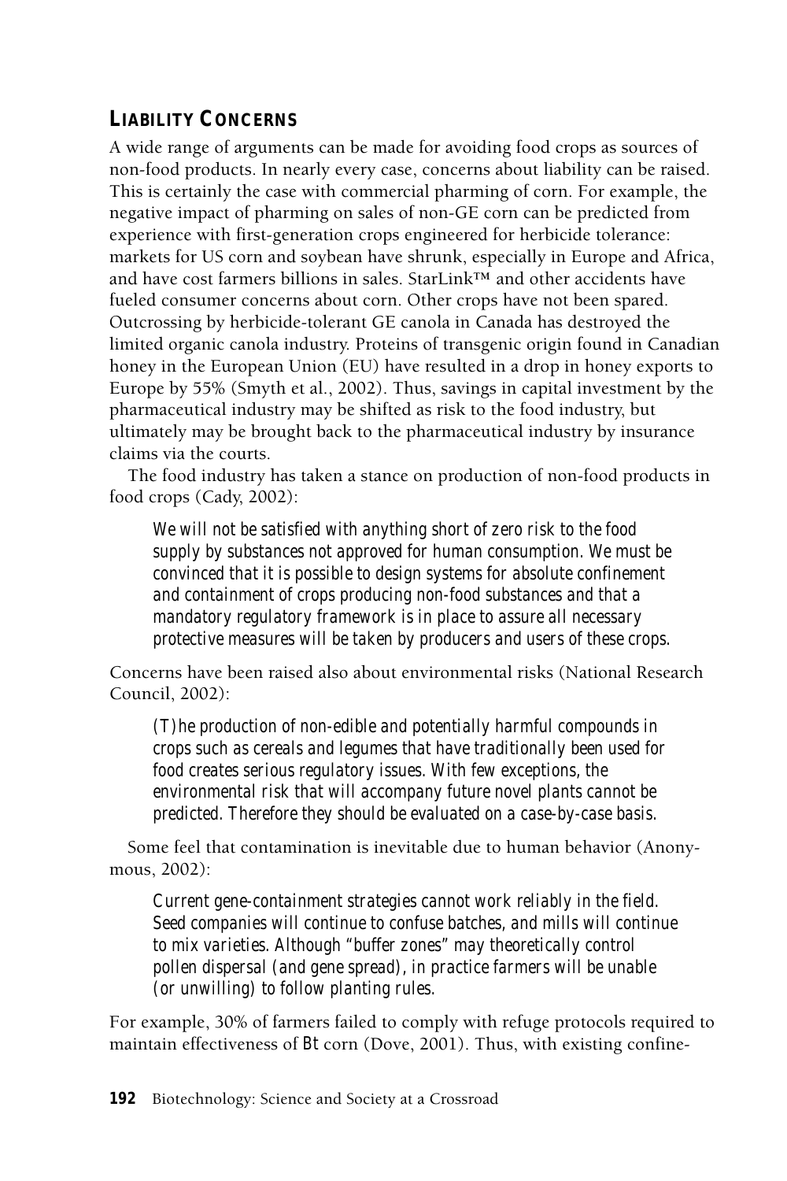## LIABILITY CONCERNS

A wide range of arguments can be made for avoiding food crops as sources of non-food products. In nearly every case, concerns about liability can be raised. This is certainly the case with commercial pharming of corn. For example, the negative impact of pharming on sales of non-GE corn can be predicted from experience with first-generation crops engineered for herbicide tolerance: markets for US corn and soybean have shrunk, especially in Europe and Africa, and have cost farmers billions in sales. StarLink™ and other accidents have fueled consumer concerns about corn. Other crops have not been spared. Outcrossing by herbicide-tolerant GE canola in Canada has destroyed the limited organic canola industry. Proteins of transgenic origin found in Canadian honey in the European Union (EU) have resulted in a drop in honey exports to Europe by 55% (Smyth et al., 2002). Thus, savings in capital investment by the pharmaceutical industry may be shifted as risk to the food industry, but ultimately may be brought back to the pharmaceutical industry by insurance claims via the courts.

The food industry has taken a stance on production of non-food products in food crops (Cady, 2002):

> *We will not be satisfied with anything short of zero risk to the food supply by substances not approved for human consumption. We must be convinced that it is possible to design systems for absolute confinement and containment of crops producing non-food substances and that a mandatory regulatory framework is in place to assure all necessary protective measures will be taken by producers and users of these crops.*

Concerns have been raised also about environmental risks (National Research Council, 2002):

> *(T)he production of non-edible and potentially harmful compounds in crops such as cereals and legumes that have traditionally been used for food creates serious regulatory issues. With few exceptions, the environmental risk that will accompany future novel plants cannot be predicted. Therefore they should be evaluated on a case-by-case basis.*

Some feel that contamination is inevitable due to human behavior (Anonymous, 2002):

> *Current gene-containment strategies cannot work reliably in the field. Seed companies will continue to confuse batches, and mills will continue to mix varieties. Although "buffer zones" may theoretically control pollen dispersal (and gene spread), in practice farmers will be unable (or unwilling) to follow planting rules.*

For example, 30% of farmers failed to comply with refuge protocols required to maintain effectiveness of *Bt* corn (Dove, 2001). Thus, with existing confine-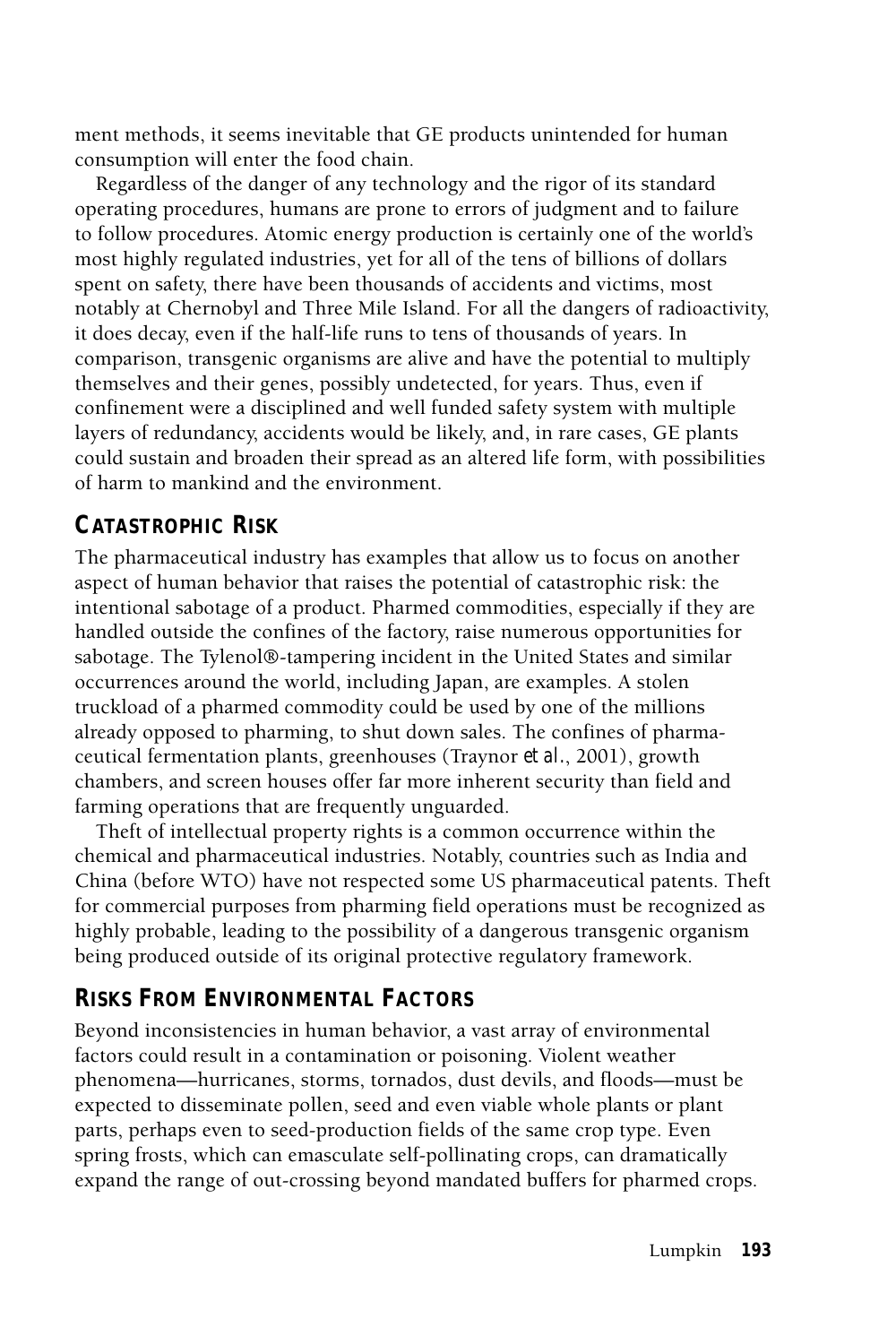ment methods, it seems inevitable that GE products unintended for human consumption will enter the food chain.

Regardless of the danger of any technology and the rigor of its standard operating procedures, humans are prone to errors of judgment and to failure to follow procedures. Atomic energy production is certainly one of the world's most highly regulated industries, yet for all of the tens of billions of dollars spent on safety, there have been thousands of accidents and victims, most notably at Chernobyl and Three Mile Island. For all the dangers of radioactivity, it does decay, even if the half-life runs to tens of thousands of years. In comparison, transgenic organisms are alive and have the potential to multiply themselves and their genes, possibly undetected, for years. Thus, even if confinement were a disciplined and well funded safety system with multiple layers of redundancy, accidents would be likely, and, in rare cases, GE plants could sustain and broaden their spread as an altered life form, with possibilities of harm to mankind and the environment.

## CATASTROPHIC RISK

The pharmaceutical industry has examples that allow us to focus on another aspect of human behavior that raises the potential of catastrophic risk: the intentional sabotage of a product. Pharmed commodities, especially if they are handled outside the confines of the factory, raise numerous opportunities for sabotage. The Tylenol®-tampering incident in the United States and similar occurrences around the world, including Japan, are examples. A stolen truckload of a pharmed commodity could be used by one of the millions already opposed to pharming, to shut down sales. The confines of pharmaceutical fermentation plants, greenhouses (Traynor *et al.*, 2001), growth chambers, and screen houses offer far more inherent security than field and farming operations that are frequently unguarded.

Theft of intellectual property rights is a common occurrence within the chemical and pharmaceutical industries. Notably, countries such as India and China (before WTO) have not respected some US pharmaceutical patents. Theft for commercial purposes from pharming field operations must be recognized as highly probable, leading to the possibility of a dangerous transgenic organism being produced outside of its original protective regulatory framework.

## RISKS FROM ENVIRONMENTAL FACTORS

Beyond inconsistencies in human behavior, a vast array of environmental factors could result in a contamination or poisoning. Violent weather phenomena—hurricanes, storms, tornados, dust devils, and floods—must be expected to disseminate pollen, seed and even viable whole plants or plant parts, perhaps even to seed-production fields of the same crop type. Even spring frosts, which can emasculate self-pollinating crops, can dramatically expand the range of out-crossing beyond mandated buffers for pharmed crops.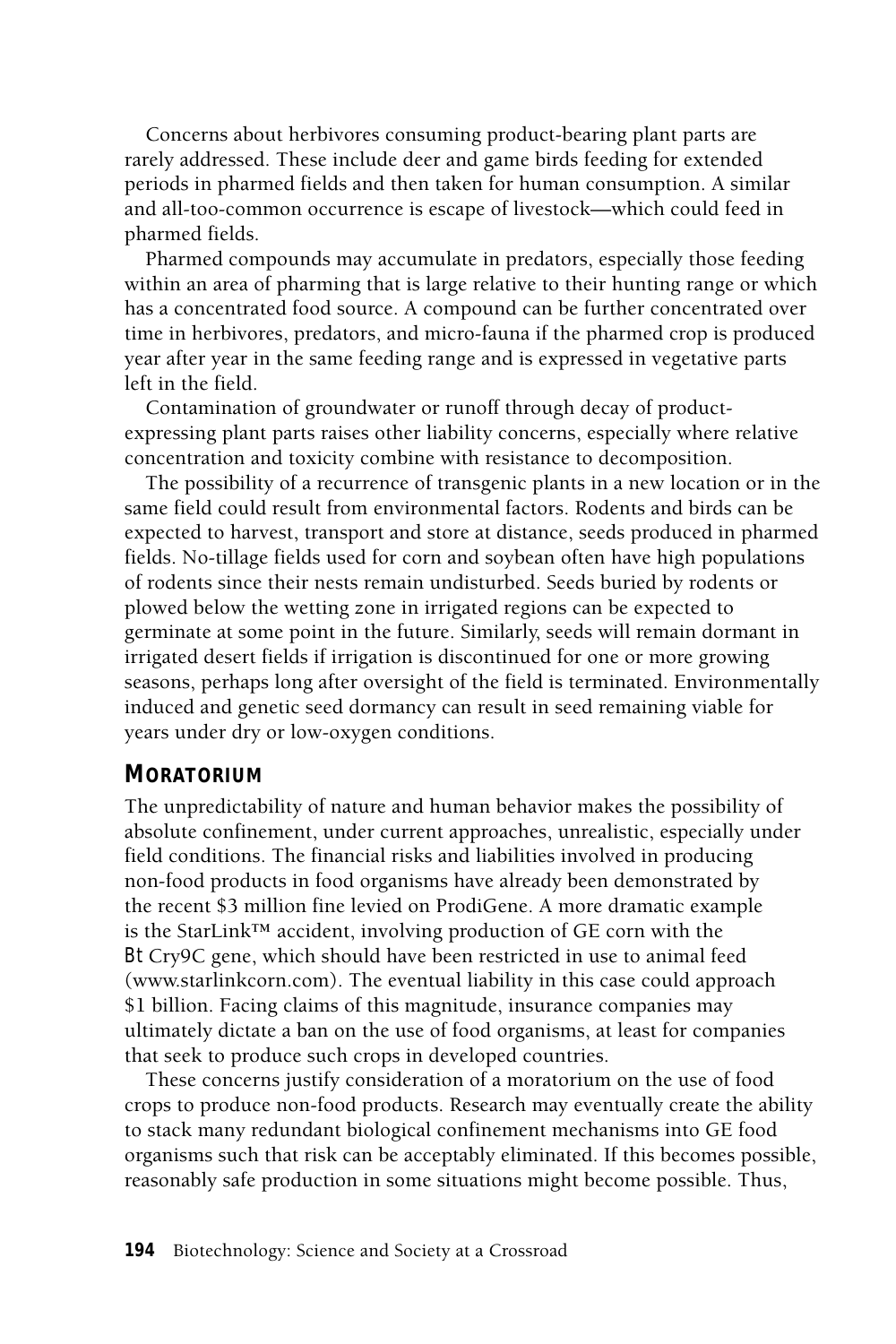Concerns about herbivores consuming product-bearing plant parts are rarely addressed. These include deer and game birds feeding for extended periods in pharmed fields and then taken for human consumption. A similar and all-too-common occurrence is escape of livestock—which could feed in pharmed fields.

Pharmed compounds may accumulate in predators, especially those feeding within an area of pharming that is large relative to their hunting range or which has a concentrated food source. A compound can be further concentrated over time in herbivores, predators, and micro-fauna if the pharmed crop is produced year after year in the same feeding range and is expressed in vegetative parts left in the field.

Contamination of groundwater or runoff through decay of product-expressing plant parts raises other liability concerns, especially where relative concentration and toxicity combine with resistance to decomposition.

The possibility of a recurrence of transgenic plants in a new location or in the same field could result from environmental factors. Rodents and birds can be expected to harvest, transport and store at distance, seeds produced in pharmed fields. No-tillage fields used for corn and soybean often have high populations of rodents since their nests remain undisturbed. Seeds buried by rodents or plowed below the wetting zone in irrigated regions can be expected to germinate at some point in the future. Similarly, seeds will remain dormant in irrigated desert fields if irrigation is discontinued for one or more growing seasons, perhaps long after oversight of the field is terminated. Environmentally induced and genetic seed dormancy can result in seed remaining viable for years under dry or low-oxygen conditions.

## MORATORIUM

The unpredictability of nature and human behavior makes the possibility of absolute confinement, under current approaches, unrealistic, especially under field conditions. The financial risks and liabilities involved in producing non-food products in food organisms have already been demonstrated by the recent $3 million fine levied on ProdiGene. A more dramatic example is the StarLink™ accident, involving production of GE corn with the *Bt* Cry9C gene, which should have been restricted in use to animal feed (www.starlinkcorn.com). The eventual liability in this case could approach $1 billion. Facing claims of this magnitude, insurance companies may ultimately dictate a ban on the use of food organisms, at least for companies that seek to produce such crops in developed countries.

These concerns justify consideration of a moratorium on the use of food crops to produce non-food products. Research may eventually create the ability to stack many redundant biological confinement mechanisms into GE food organisms such that risk can be acceptably eliminated. If this becomes possible, reasonably safe production in some situations might become possible. Thus,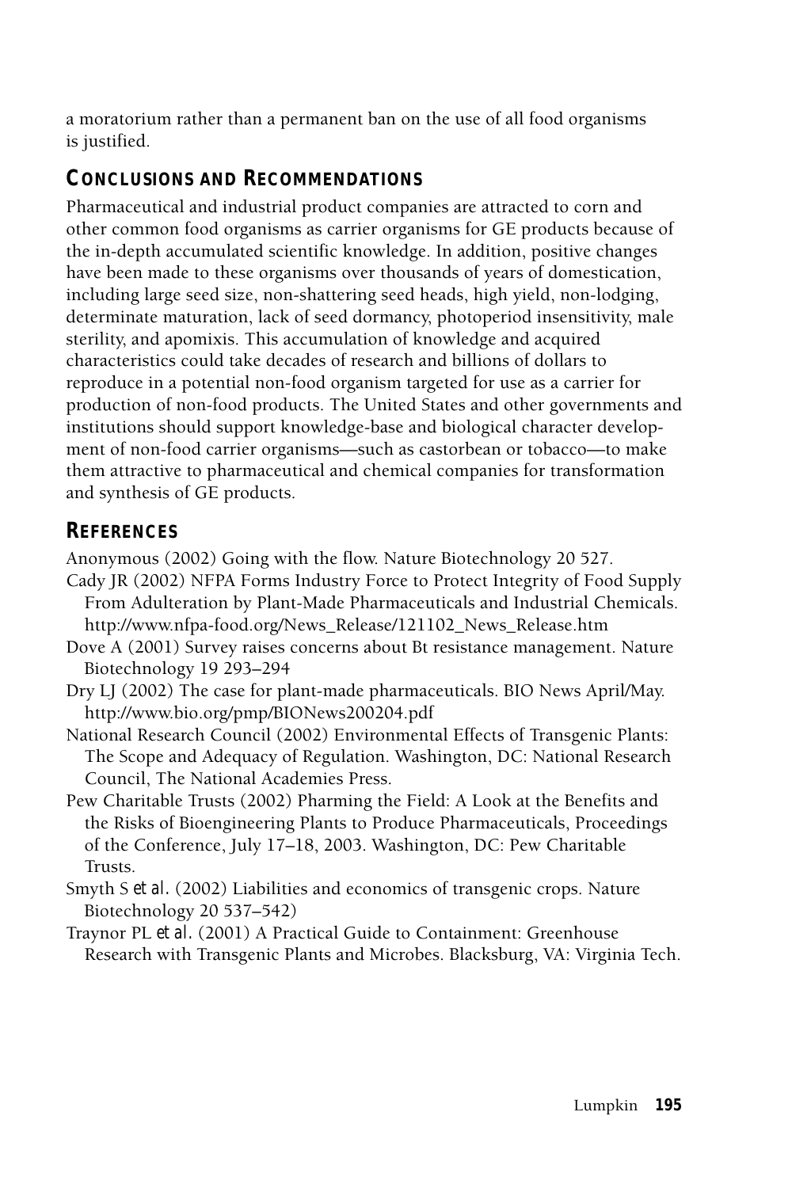a moratorium rather than a permanent ban on the use of all food organisms is justified.

## CONCLUSIONS AND RECOMMENDATIONS

Pharmaceutical and industrial product companies are attracted to corn and other common food organisms as carrier organisms for GE products because of the in-depth accumulated scientific knowledge. In addition, positive changes have been made to these organisms over thousands of years of domestication, including large seed size, non-shattering seed heads, high yield, non-lodging, determinate maturation, lack of seed dormancy, photoperiod insensitivity, male sterility, and apomixis. This accumulation of knowledge and acquired characteristics could take decades of research and billions of dollars to reproduce in a potential non-food organism targeted for use as a carrier for production of non-food products. The United States and other governments and institutions should support knowledge-base and biological character development of non-food carrier organisms—such as castorbean or tobacco—to make them attractive to pharmaceutical and chemical companies for transformation and synthesis of GE products.

## REFERENCES

Anonymous (2002) Going with the flow. Nature Biotechnology 20 527.

Cady JR (2002) NFPA Forms Industry Force to Protect Integrity of Food Supply From Adulteration by Plant-Made Pharmaceuticals and Industrial Chemicals. http://www.nfpa-food.org/News_Release/121102_News_Release.htm

Dove A (2001) Survey raises concerns about Bt resistance management. Nature Biotechnology 19 293–294

Dry LJ (2002) The case for plant-made pharmaceuticals. BIO News April/May. http://www.bio.org/pmp/BIONews200204.pdf

National Research Council (2002) Environmental Effects of Transgenic Plants: The Scope and Adequacy of Regulation. Washington, DC: National Research Council, The National Academies Press.

Pew Charitable Trusts (2002) Pharming the Field: A Look at the Benefits and the Risks of Bioengineering Plants to Produce Pharmaceuticals, Proceedings of the Conference, July 17–18, 2003. Washington, DC: Pew Charitable Trusts.

Smyth S *et al.* (2002) Liabilities and economics of transgenic crops. Nature Biotechnology 20 537–542)

Traynor PL *et al.* (2001) A Practical Guide to Containment: Greenhouse Research with Transgenic Plants and Microbes. Blacksburg, VA: Virginia Tech.